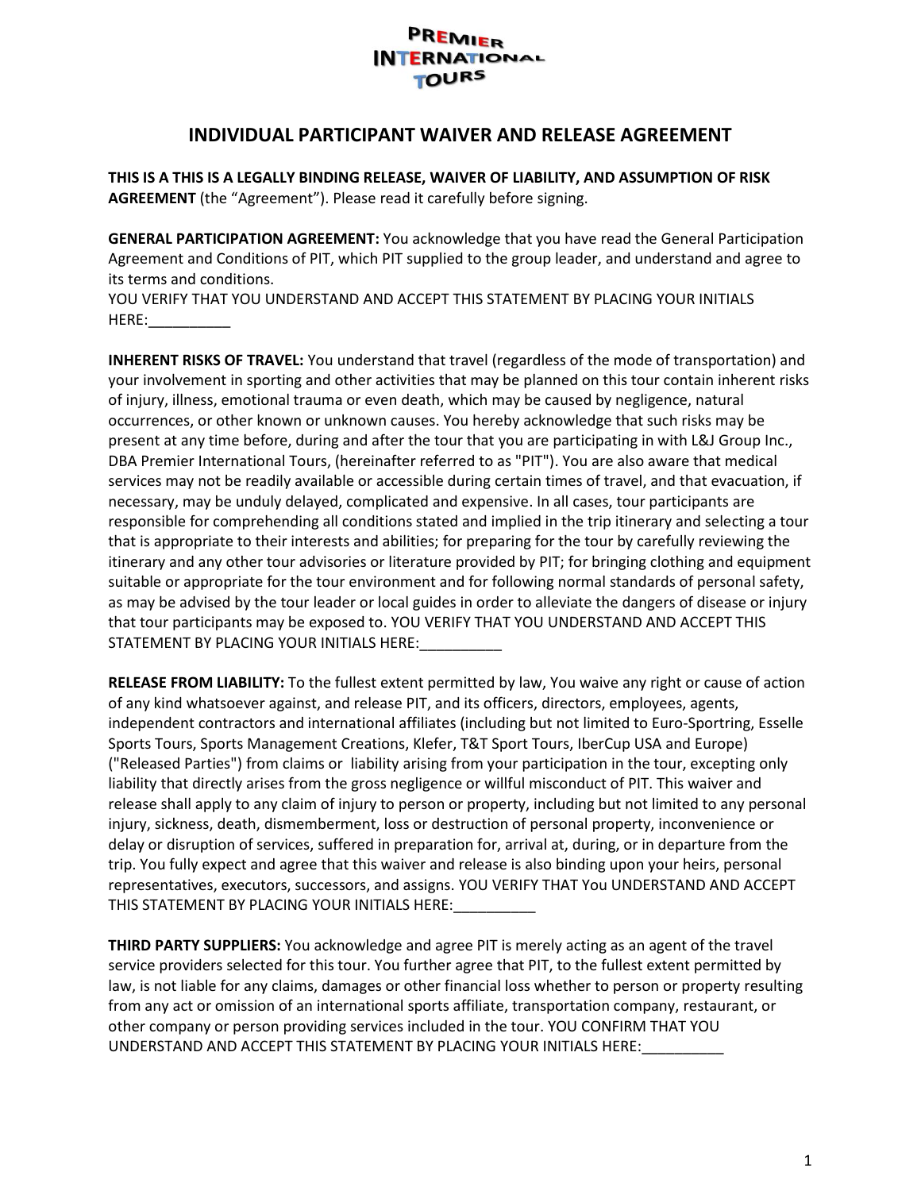PREMIER INTERNATIONAL TOURS

# INDIVIDUAL PARTICIPANT WAIVER AND RELEASE AGREEMENT

**THIS IS A THIS IS A LEGALLY BINDING RELEASE, WAIVER OF LIABILITY, AND ASSUMPTION OF RISK AGREEMENT** (the "Agreement"). Please read it carefully before signing.

**GENERAL PARTICIPATION AGREEMENT:** You acknowledge that you have read the General Participation Agreement and Conditions of PIT, which PIT supplied to the group leader, and understand and agree to its terms and conditions.
YOU VERIFY THAT YOU UNDERSTAND AND ACCEPT THIS STATEMENT BY PLACING YOUR INITIALS HERE:__________

**INHERENT RISKS OF TRAVEL:** You understand that travel (regardless of the mode of transportation) and your involvement in sporting and other activities that may be planned on this tour contain inherent risks of injury, illness, emotional trauma or even death, which may be caused by negligence, natural occurrences, or other known or unknown causes. You hereby acknowledge that such risks may be present at any time before, during and after the tour that you are participating in with L&J Group Inc., DBA Premier International Tours, (hereinafter referred to as "PIT"). You are also aware that medical services may not be readily available or accessible during certain times of travel, and that evacuation, if necessary, may be unduly delayed, complicated and expensive. In all cases, tour participants are responsible for comprehending all conditions stated and implied in the trip itinerary and selecting a tour that is appropriate to their interests and abilities; for preparing for the tour by carefully reviewing the itinerary and any other tour advisories or literature provided by PIT; for bringing clothing and equipment suitable or appropriate for the tour environment and for following normal standards of personal safety, as may be advised by the tour leader or local guides in order to alleviate the dangers of disease or injury that tour participants may be exposed to. YOU VERIFY THAT YOU UNDERSTAND AND ACCEPT THIS STATEMENT BY PLACING YOUR INITIALS HERE:__________

**RELEASE FROM LIABILITY:** To the fullest extent permitted by law, You waive any right or cause of action of any kind whatsoever against, and release PIT, and its officers, directors, employees, agents, independent contractors and international affiliates (including but not limited to Euro-Sportring, Esselle Sports Tours, Sports Management Creations, Klefer, T&T Sport Tours, IberCup USA and Europe) ("Released Parties") from claims or liability arising from your participation in the tour, excepting only liability that directly arises from the gross negligence or willful misconduct of PIT. This waiver and release shall apply to any claim of injury to person or property, including but not limited to any personal injury, sickness, death, dismemberment, loss or destruction of personal property, inconvenience or delay or disruption of services, suffered in preparation for, arrival at, during, or in departure from the trip. You fully expect and agree that this waiver and release is also binding upon your heirs, personal representatives, executors, successors, and assigns. YOU VERIFY THAT You UNDERSTAND AND ACCEPT THIS STATEMENT BY PLACING YOUR INITIALS HERE:__________

**THIRD PARTY SUPPLIERS:** You acknowledge and agree PIT is merely acting as an agent of the travel service providers selected for this tour. You further agree that PIT, to the fullest extent permitted by law, is not liable for any claims, damages or other financial loss whether to person or property resulting from any act or omission of an international sports affiliate, transportation company, restaurant, or other company or person providing services included in the tour. YOU CONFIRM THAT YOU UNDERSTAND AND ACCEPT THIS STATEMENT BY PLACING YOUR INITIALS HERE:__________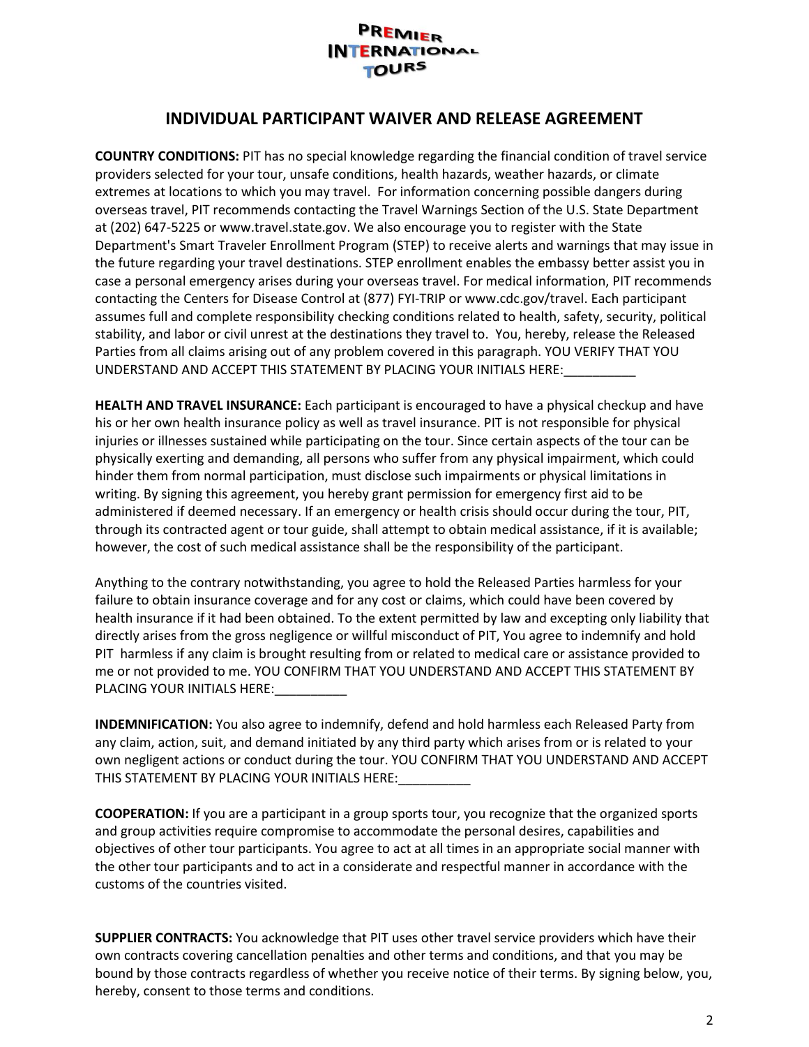PREMIER INTERNATIONAL TOURS

## INDIVIDUAL PARTICIPANT WAIVER AND RELEASE AGREEMENT

**COUNTRY CONDITIONS:** PIT has no special knowledge regarding the financial condition of travel service providers selected for your tour, unsafe conditions, health hazards, weather hazards, or climate extremes at locations to which you may travel. For information concerning possible dangers during overseas travel, PIT recommends contacting the Travel Warnings Section of the U.S. State Department at (202) 647-5225 or www.travel.state.gov. We also encourage you to register with the State Department's Smart Traveler Enrollment Program (STEP) to receive alerts and warnings that may issue in the future regarding your travel destinations. STEP enrollment enables the embassy better assist you in case a personal emergency arises during your overseas travel. For medical information, PIT recommends contacting the Centers for Disease Control at (877) FYI-TRIP or www.cdc.gov/travel. Each participant assumes full and complete responsibility checking conditions related to health, safety, security, political stability, and labor or civil unrest at the destinations they travel to. You, hereby, release the Released Parties from all claims arising out of any problem covered in this paragraph. YOU VERIFY THAT YOU UNDERSTAND AND ACCEPT THIS STATEMENT BY PLACING YOUR INITIALS HERE:__________

**HEALTH AND TRAVEL INSURANCE:** Each participant is encouraged to have a physical checkup and have his or her own health insurance policy as well as travel insurance. PIT is not responsible for physical injuries or illnesses sustained while participating on the tour. Since certain aspects of the tour can be physically exerting and demanding, all persons who suffer from any physical impairment, which could hinder them from normal participation, must disclose such impairments or physical limitations in writing. By signing this agreement, you hereby grant permission for emergency first aid to be administered if deemed necessary. If an emergency or health crisis should occur during the tour, PIT, through its contracted agent or tour guide, shall attempt to obtain medical assistance, if it is available; however, the cost of such medical assistance shall be the responsibility of the participant.

Anything to the contrary notwithstanding, you agree to hold the Released Parties harmless for your failure to obtain insurance coverage and for any cost or claims, which could have been covered by health insurance if it had been obtained. To the extent permitted by law and excepting only liability that directly arises from the gross negligence or willful misconduct of PIT, You agree to indemnify and hold PIT harmless if any claim is brought resulting from or related to medical care or assistance provided to me or not provided to me. YOU CONFIRM THAT YOU UNDERSTAND AND ACCEPT THIS STATEMENT BY PLACING YOUR INITIALS HERE:__________

**INDEMNIFICATION:** You also agree to indemnify, defend and hold harmless each Released Party from any claim, action, suit, and demand initiated by any third party which arises from or is related to your own negligent actions or conduct during the tour. YOU CONFIRM THAT YOU UNDERSTAND AND ACCEPT THIS STATEMENT BY PLACING YOUR INITIALS HERE:__________

**COOPERATION:** If you are a participant in a group sports tour, you recognize that the organized sports and group activities require compromise to accommodate the personal desires, capabilities and objectives of other tour participants. You agree to act at all times in an appropriate social manner with the other tour participants and to act in a considerate and respectful manner in accordance with the customs of the countries visited.

**SUPPLIER CONTRACTS:** You acknowledge that PIT uses other travel service providers which have their own contracts covering cancellation penalties and other terms and conditions, and that you may be bound by those contracts regardless of whether you receive notice of their terms. By signing below, you, hereby, consent to those terms and conditions.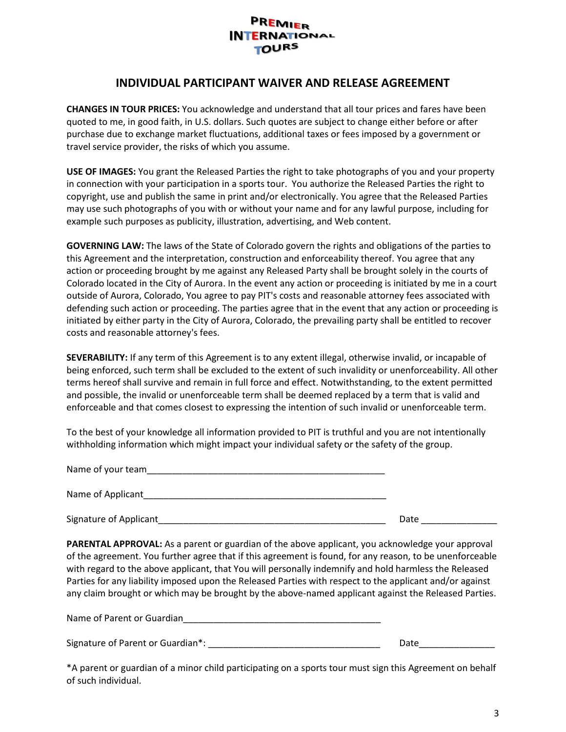**PREMIER INTERNATIONAL TOURS**

## INDIVIDUAL PARTICIPANT WAIVER AND RELEASE AGREEMENT

**CHANGES IN TOUR PRICES:** You acknowledge and understand that all tour prices and fares have been quoted to me, in good faith, in U.S. dollars. Such quotes are subject to change either before or after purchase due to exchange market fluctuations, additional taxes or fees imposed by a government or travel service provider, the risks of which you assume.

**USE OF IMAGES:** You grant the Released Parties the right to take photographs of you and your property in connection with your participation in a sports tour. You authorize the Released Parties the right to copyright, use and publish the same in print and/or electronically. You agree that the Released Parties may use such photographs of you with or without your name and for any lawful purpose, including for example such purposes as publicity, illustration, advertising, and Web content.

**GOVERNING LAW:** The laws of the State of Colorado govern the rights and obligations of the parties to this Agreement and the interpretation, construction and enforceability thereof. You agree that any action or proceeding brought by me against any Released Party shall be brought solely in the courts of Colorado located in the City of Aurora. In the event any action or proceeding is initiated by me in a court outside of Aurora, Colorado, You agree to pay PIT's costs and reasonable attorney fees associated with defending such action or proceeding. The parties agree that in the event that any action or proceeding is initiated by either party in the City of Aurora, Colorado, the prevailing party shall be entitled to recover costs and reasonable attorney's fees.

**SEVERABILITY:** If any term of this Agreement is to any extent illegal, otherwise invalid, or incapable of being enforced, such term shall be excluded to the extent of such invalidity or unenforceability. All other terms hereof shall survive and remain in full force and effect. Notwithstanding, to the extent permitted and possible, the invalid or unenforceable term shall be deemed replaced by a term that is valid and enforceable and that comes closest to expressing the intention of such invalid or unenforceable term.

To the best of your knowledge all information provided to PIT is truthful and you are not intentionally withholding information which might impact your individual safety or the safety of the group.

Name of your team_________________________________________________

Name of Applicant__________________________________________________

Signature of Applicant_______________________________________________ Date _______________

**PARENTAL APPROVAL:** As a parent or guardian of the above applicant, you acknowledge your approval of the agreement. You further agree that if this agreement is found, for any reason, to be unenforceable with regard to the above applicant, that You will personally indemnify and hold harmless the Released Parties for any liability imposed upon the Released Parties with respect to the applicant and/or against any claim brought or which may be brought by the above-named applicant against the Released Parties.

Name of Parent or Guardian________________________________________

Signature of Parent or Guardian*: __________________________________ Date_______________

*A parent or guardian of a minor child participating on a sports tour must sign this Agreement on behalf of such individual.